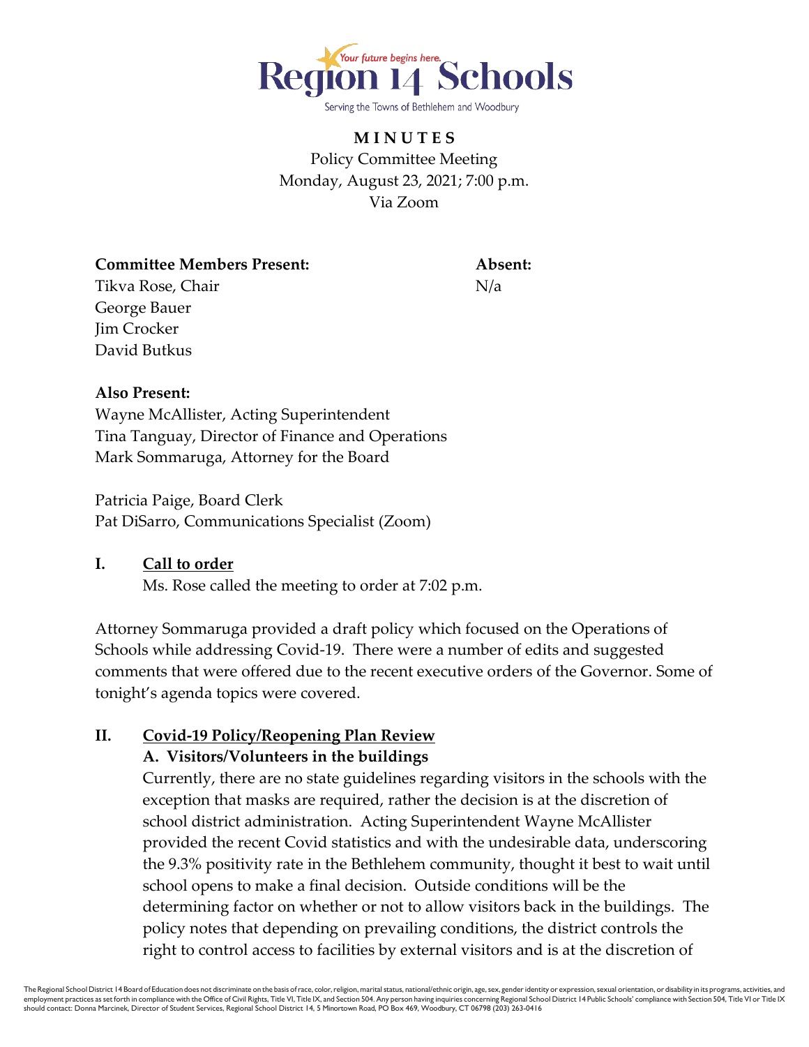# Region 14 Schools

*Your future begins here.*

Serving the Towns of Bethlehem and Woodbury

## MINUTES

Policy Committee Meeting
Monday, August 23, 2021; 7:00 p.m.
Via Zoom

**Committee Members Present:**
Tikva Rose, Chair
George Bauer
Jim Crocker
David Butkus

**Absent:**
N/a

**Also Present:**
Wayne McAllister, Acting Superintendent
Tina Tanguay, Director of Finance and Operations
Mark Sommaruga, Attorney for the Board

Patricia Paige, Board Clerk
Pat DiSarro, Communications Specialist (Zoom)

## I. Call to order

Ms. Rose called the meeting to order at 7:02 p.m.

Attorney Sommaruga provided a draft policy which focused on the Operations of Schools while addressing Covid-19. There were a number of edits and suggested comments that were offered due to the recent executive orders of the Governor. Some of tonight's agenda topics were covered.

## II. Covid-19 Policy/Reopening Plan Review

### A. Visitors/Volunteers in the buildings

Currently, there are no state guidelines regarding visitors in the schools with the exception that masks are required, rather the decision is at the discretion of school district administration. Acting Superintendent Wayne McAllister provided the recent Covid statistics and with the undesirable data, underscoring the 9.3% positivity rate in the Bethlehem community, thought it best to wait until school opens to make a final decision. Outside conditions will be the determining factor on whether or not to allow visitors back in the buildings. The policy notes that depending on prevailing conditions, the district controls the right to control access to facilities by external visitors and is at the discretion of

The Regional School District 14 Board of Education does not discriminate on the basis of race, color, religion, marital status, national/ethnic origin, age, sex, gender identity or expression, sexual orientation, or disability in its programs, activities, and employment practices as set forth in compliance with the Office of Civil Rights, Title VI, Title IX, and Section 504. Any person having inquiries concerning Regional School District 14 Public Schools' compliance with Section 504, Title VI or Title IX should contact: Donna Marcinek, Director of Student Services, Regional School District 14, 5 Minortown Road, PO Box 469, Woodbury, CT 06798 (203) 263-0416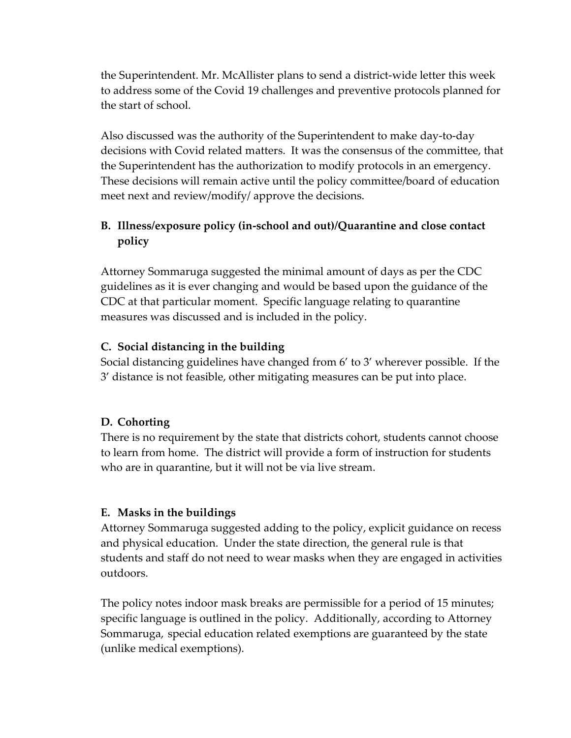the Superintendent. Mr. McAllister plans to send a district-wide letter this week to address some of the Covid 19 challenges and preventive protocols planned for the start of school.

Also discussed was the authority of the Superintendent to make day-to-day decisions with Covid related matters. It was the consensus of the committee, that the Superintendent has the authorization to modify protocols in an emergency. These decisions will remain active until the policy committee/board of education meet next and review/modify/ approve the decisions.

**B. Illness/exposure policy (in-school and out)/Quarantine and close contact policy**

Attorney Sommaruga suggested the minimal amount of days as per the CDC guidelines as it is ever changing and would be based upon the guidance of the CDC at that particular moment. Specific language relating to quarantine measures was discussed and is included in the policy.

**C. Social distancing in the building**

Social distancing guidelines have changed from 6' to 3' wherever possible. If the 3' distance is not feasible, other mitigating measures can be put into place.

**D. Cohorting**

There is no requirement by the state that districts cohort, students cannot choose to learn from home. The district will provide a form of instruction for students who are in quarantine, but it will not be via live stream.

**E. Masks in the buildings**

Attorney Sommaruga suggested adding to the policy, explicit guidance on recess and physical education. Under the state direction, the general rule is that students and staff do not need to wear masks when they are engaged in activities outdoors.

The policy notes indoor mask breaks are permissible for a period of 15 minutes; specific language is outlined in the policy. Additionally, according to Attorney Sommaruga, special education related exemptions are guaranteed by the state (unlike medical exemptions).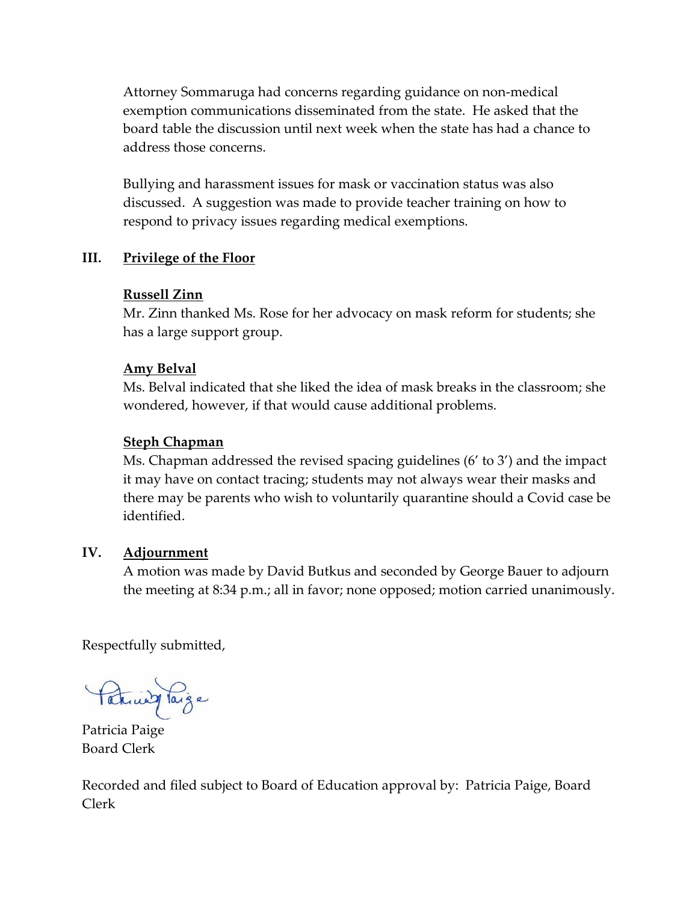Attorney Sommaruga had concerns regarding guidance on non-medical exemption communications disseminated from the state. He asked that the board table the discussion until next week when the state has had a chance to address those concerns.

Bullying and harassment issues for mask or vaccination status was also discussed. A suggestion was made to provide teacher training on how to respond to privacy issues regarding medical exemptions.

## III. Privilege of the Floor

**Russell Zinn**
Mr. Zinn thanked Ms. Rose for her advocacy on mask reform for students; she has a large support group.

**Amy Belval**
Ms. Belval indicated that she liked the idea of mask breaks in the classroom; she wondered, however, if that would cause additional problems.

**Steph Chapman**
Ms. Chapman addressed the revised spacing guidelines (6' to 3') and the impact it may have on contact tracing; students may not always wear their masks and there may be parents who wish to voluntarily quarantine should a Covid case be identified.

## IV. Adjournment

A motion was made by David Butkus and seconded by George Bauer to adjourn the meeting at 8:34 p.m.; all in favor; none opposed; motion carried unanimously.

Respectfully submitted,

Patricia Paige
Board Clerk

Recorded and filed subject to Board of Education approval by: Patricia Paige, Board Clerk